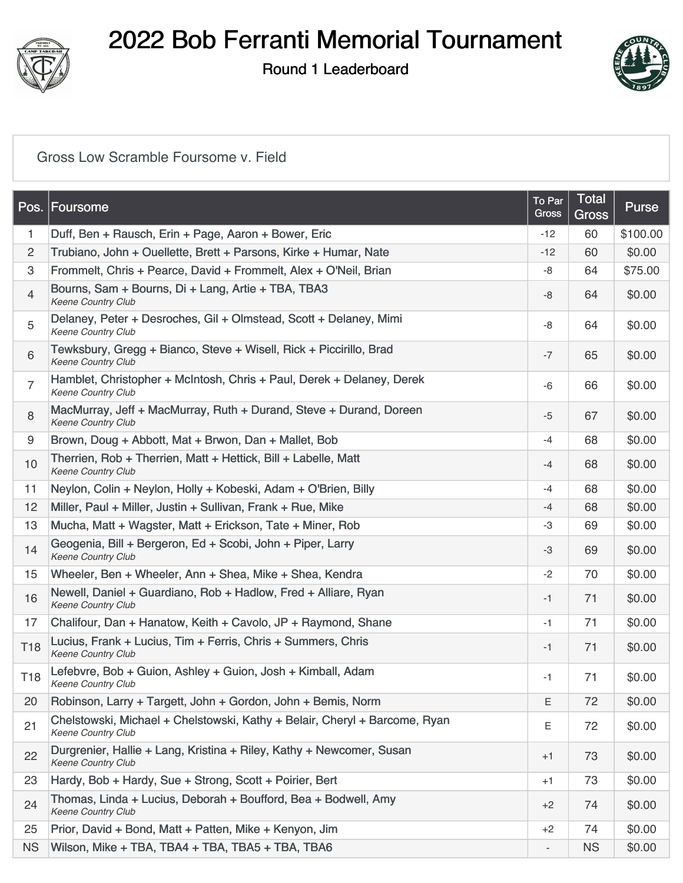# 2022 Bob Ferranti Memorial Tournament

## Round 1 Leaderboard

Gross Low Scramble Foursome v. Field

| Pos. | Foursome | To Par Gross | Total Gross | Purse |
|---|---|---|---|---|
| 1 | Duff, Ben + Rausch, Erin + Page, Aaron + Bower, Eric | -12 | 60 | $100.00 |
| 2 | Trubiano, John + Ouellette, Brett + Parsons, Kirke + Humar, Nate | -12 | 60 | $0.00 |
| 3 | Frommelt, Chris + Pearce, David + Frommelt, Alex + O'Neil, Brian | -8 | 64 | $75.00 |
| 4 | Bourns, Sam + Bourns, Di + Lang, Artie + TBA, TBA3 *Keene Country Club* | -8 | 64 | $0.00 |
| 5 | Delaney, Peter + Desroches, Gil + Olmstead, Scott + Delaney, Mimi *Keene Country Club* | -8 | 64 | $0.00 |
| 6 | Tewksbury, Gregg + Bianco, Steve + Wisell, Rick + Piccirillo, Brad *Keene Country Club* | -7 | 65 | $0.00 |
| 7 | Hamblet, Christopher + McIntosh, Chris + Paul, Derek + Delaney, Derek *Keene Country Club* | -6 | 66 | $0.00 |
| 8 | MacMurray, Jeff + MacMurray, Ruth + Durand, Steve + Durand, Doreen *Keene Country Club* | -5 | 67 | $0.00 |
| 9 | Brown, Doug + Abbott, Mat + Brwon, Dan + Mallet, Bob | -4 | 68 | $0.00 |
| 10 | Therrien, Rob + Therrien, Matt + Hettick, Bill + Labelle, Matt *Keene Country Club* | -4 | 68 | $0.00 |
| 11 | Neylon, Colin + Neylon, Holly + Kobeski, Adam + O'Brien, Billy | -4 | 68 | $0.00 |
| 12 | Miller, Paul + Miller, Justin + Sullivan, Frank + Rue, Mike | -4 | 68 | $0.00 |
| 13 | Mucha, Matt + Wagster, Matt + Erickson, Tate + Miner, Rob | -3 | 69 | $0.00 |
| 14 | Geogenia, Bill + Bergeron, Ed + Scobi, John + Piper, Larry *Keene Country Club* | -3 | 69 | $0.00 |
| 15 | Wheeler, Ben + Wheeler, Ann + Shea, Mike + Shea, Kendra | -2 | 70 | $0.00 |
| 16 | Newell, Daniel + Guardiano, Rob + Hadlow, Fred + Alliare, Ryan *Keene Country Club* | -1 | 71 | $0.00 |
| 17 | Chalifour, Dan + Hanatow, Keith + Cavolo, JP + Raymond, Shane | -1 | 71 | $0.00 |
| T18 | Lucius, Frank + Lucius, Tim + Ferris, Chris + Summers, Chris *Keene Country Club* | -1 | 71 | $0.00 |
| T18 | Lefebvre, Bob + Guion, Ashley + Guion, Josh + Kimball, Adam *Keene Country Club* | -1 | 71 | $0.00 |
| 20 | Robinson, Larry + Targett, John + Gordon, John + Bemis, Norm | E | 72 | $0.00 |
| 21 | Chelstowski, Michael + Chelstowski, Kathy + Belair, Cheryl + Barcome, Ryan *Keene Country Club* | E | 72 | $0.00 |
| 22 | Durgrenier, Hallie + Lang, Kristina + Riley, Kathy + Newcomer, Susan *Keene Country Club* | +1 | 73 | $0.00 |
| 23 | Hardy, Bob + Hardy, Sue + Strong, Scott + Poirier, Bert | +1 | 73 | $0.00 |
| 24 | Thomas, Linda + Lucius, Deborah + Boufford, Bea + Bodwell, Amy *Keene Country Club* | +2 | 74 | $0.00 |
| 25 | Prior, David + Bond, Matt + Patten, Mike + Kenyon, Jim | +2 | 74 | $0.00 |
| NS | Wilson, Mike + TBA, TBA4 + TBA, TBA5 + TBA, TBA6 | - | NS | $0.00 |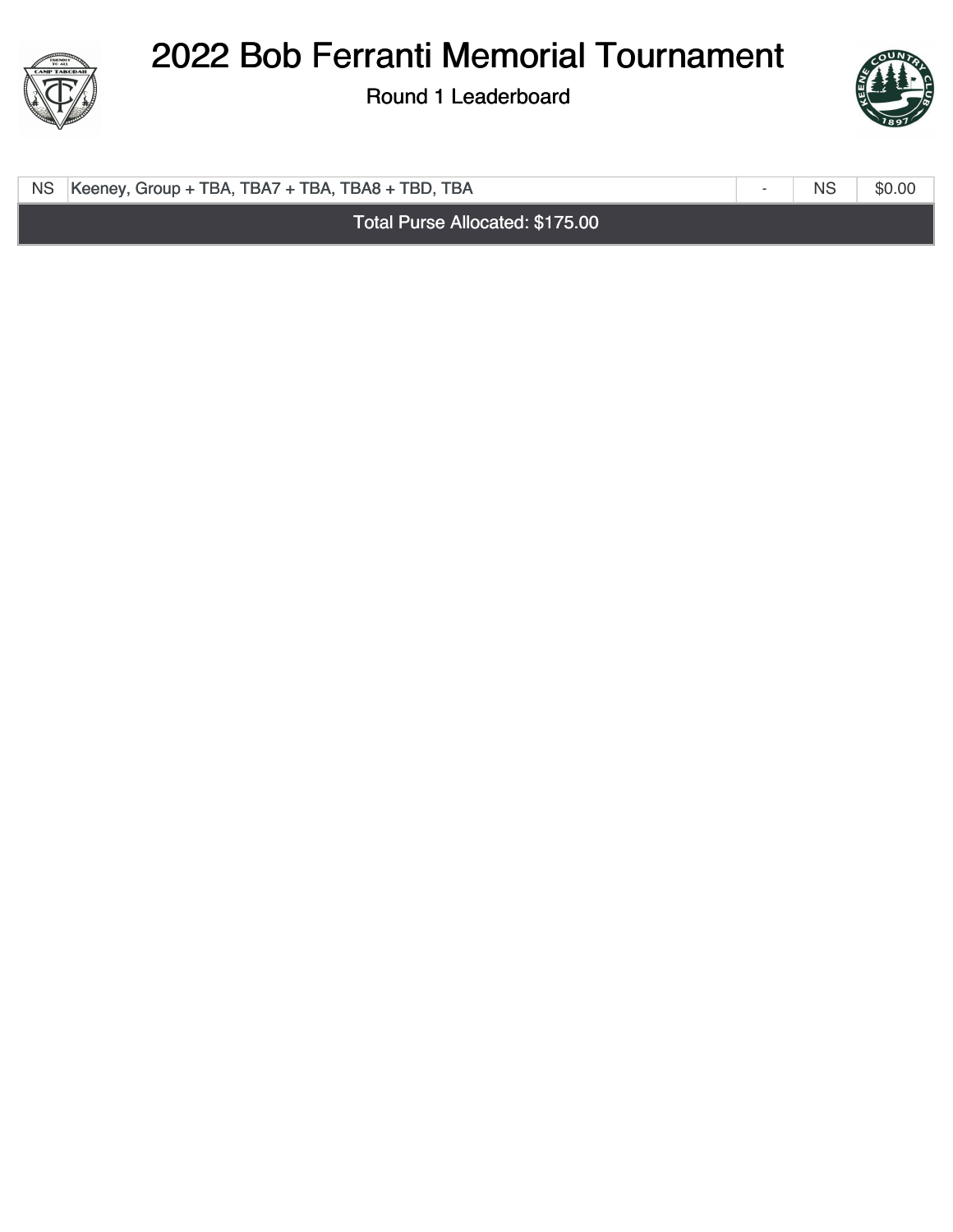# 2022 Bob Ferranti Memorial Tournament

Round 1 Leaderboard

| | | | | |
|---|---|---|---|---|
| NS | Keeney, Group + TBA, TBA7 + TBA, TBA8 + TBD, TBA | - | NS | $0.00 |
| Total Purse Allocated: $175.00 | | | | |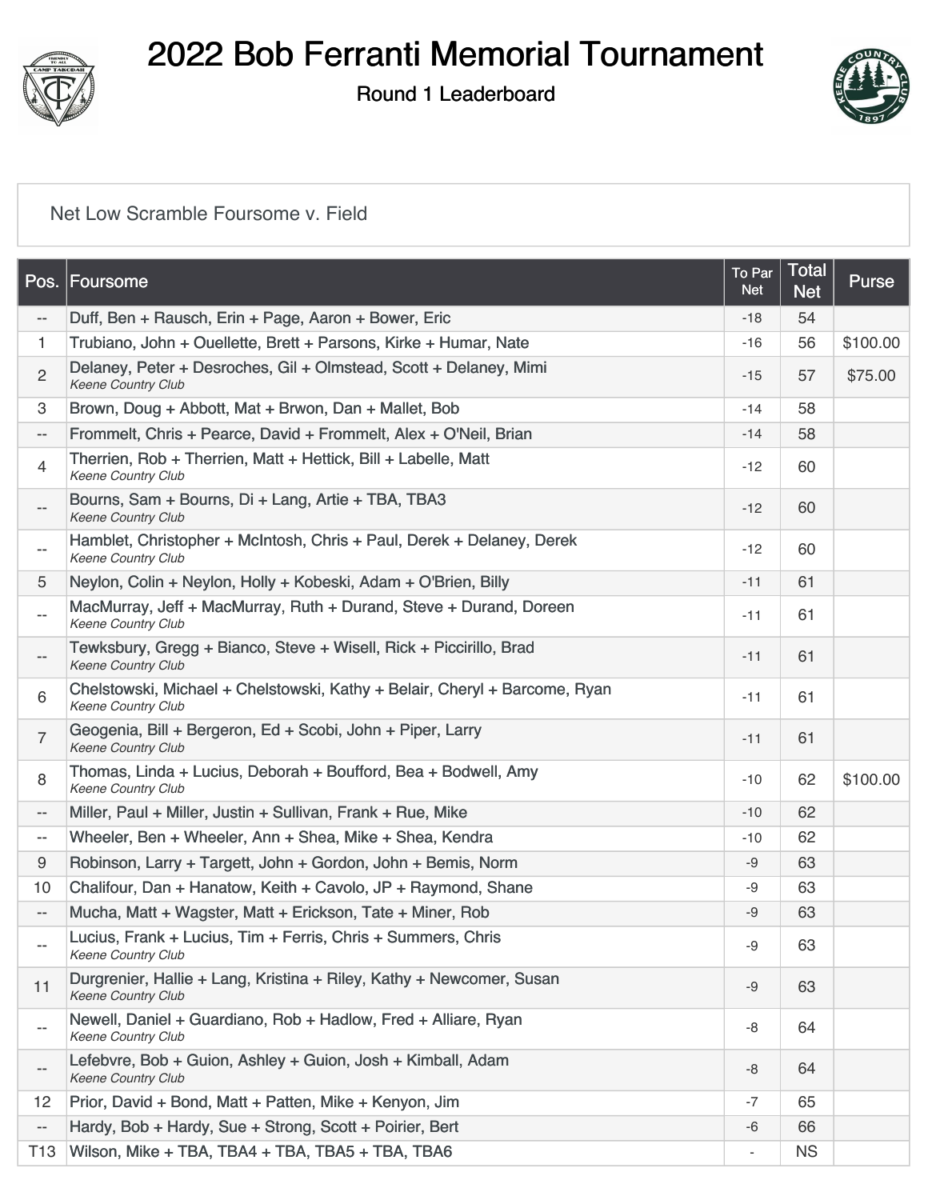# 2022 Bob Ferranti Memorial Tournament

Round 1 Leaderboard

Net Low Scramble Foursome v. Field

| Pos. | Foursome | To Par Net | Total Net | Purse |
|---|---|---|---|---|
| -- | Duff, Ben + Rausch, Erin + Page, Aaron + Bower, Eric | -18 | 54 | |
| 1 | Trubiano, John + Ouellette, Brett + Parsons, Kirke + Humar, Nate | -16 | 56 | $100.00 |
| 2 | Delaney, Peter + Desroches, Gil + Olmstead, Scott + Delaney, Mimi *Keene Country Club* | -15 | 57 | $75.00 |
| 3 | Brown, Doug + Abbott, Mat + Brwon, Dan + Mallet, Bob | -14 | 58 | |
| -- | Frommelt, Chris + Pearce, David + Frommelt, Alex + O'Neil, Brian | -14 | 58 | |
| 4 | Therrien, Rob + Therrien, Matt + Hettick, Bill + Labelle, Matt *Keene Country Club* | -12 | 60 | |
| -- | Bourns, Sam + Bourns, Di + Lang, Artie + TBA, TBA3 *Keene Country Club* | -12 | 60 | |
| -- | Hamblet, Christopher + McIntosh, Chris + Paul, Derek + Delaney, Derek *Keene Country Club* | -12 | 60 | |
| 5 | Neylon, Colin + Neylon, Holly + Kobeski, Adam + O'Brien, Billy | -11 | 61 | |
| -- | MacMurray, Jeff + MacMurray, Ruth + Durand, Steve + Durand, Doreen *Keene Country Club* | -11 | 61 | |
| -- | Tewksbury, Gregg + Bianco, Steve + Wisell, Rick + Piccirillo, Brad *Keene Country Club* | -11 | 61 | |
| 6 | Chelstowski, Michael + Chelstowski, Kathy + Belair, Cheryl + Barcome, Ryan *Keene Country Club* | -11 | 61 | |
| 7 | Geogenia, Bill + Bergeron, Ed + Scobi, John + Piper, Larry *Keene Country Club* | -11 | 61 | |
| 8 | Thomas, Linda + Lucius, Deborah + Boufford, Bea + Bodwell, Amy *Keene Country Club* | -10 | 62 | $100.00 |
| -- | Miller, Paul + Miller, Justin + Sullivan, Frank + Rue, Mike | -10 | 62 | |
| -- | Wheeler, Ben + Wheeler, Ann + Shea, Mike + Shea, Kendra | -10 | 62 | |
| 9 | Robinson, Larry + Targett, John + Gordon, John + Bemis, Norm | -9 | 63 | |
| 10 | Chalifour, Dan + Hanatow, Keith + Cavolo, JP + Raymond, Shane | -9 | 63 | |
| -- | Mucha, Matt + Wagster, Matt + Erickson, Tate + Miner, Rob | -9 | 63 | |
| -- | Lucius, Frank + Lucius, Tim + Ferris, Chris + Summers, Chris *Keene Country Club* | -9 | 63 | |
| 11 | Durgrenier, Hallie + Lang, Kristina + Riley, Kathy + Newcomer, Susan *Keene Country Club* | -9 | 63 | |
| -- | Newell, Daniel + Guardiano, Rob + Hadlow, Fred + Alliare, Ryan *Keene Country Club* | -8 | 64 | |
| -- | Lefebvre, Bob + Guion, Ashley + Guion, Josh + Kimball, Adam *Keene Country Club* | -8 | 64 | |
| 12 | Prior, David + Bond, Matt + Patten, Mike + Kenyon, Jim | -7 | 65 | |
| -- | Hardy, Bob + Hardy, Sue + Strong, Scott + Poirier, Bert | -6 | 66 | |
| T13 | Wilson, Mike + TBA, TBA4 + TBA, TBA5 + TBA, TBA6 | - | NS | |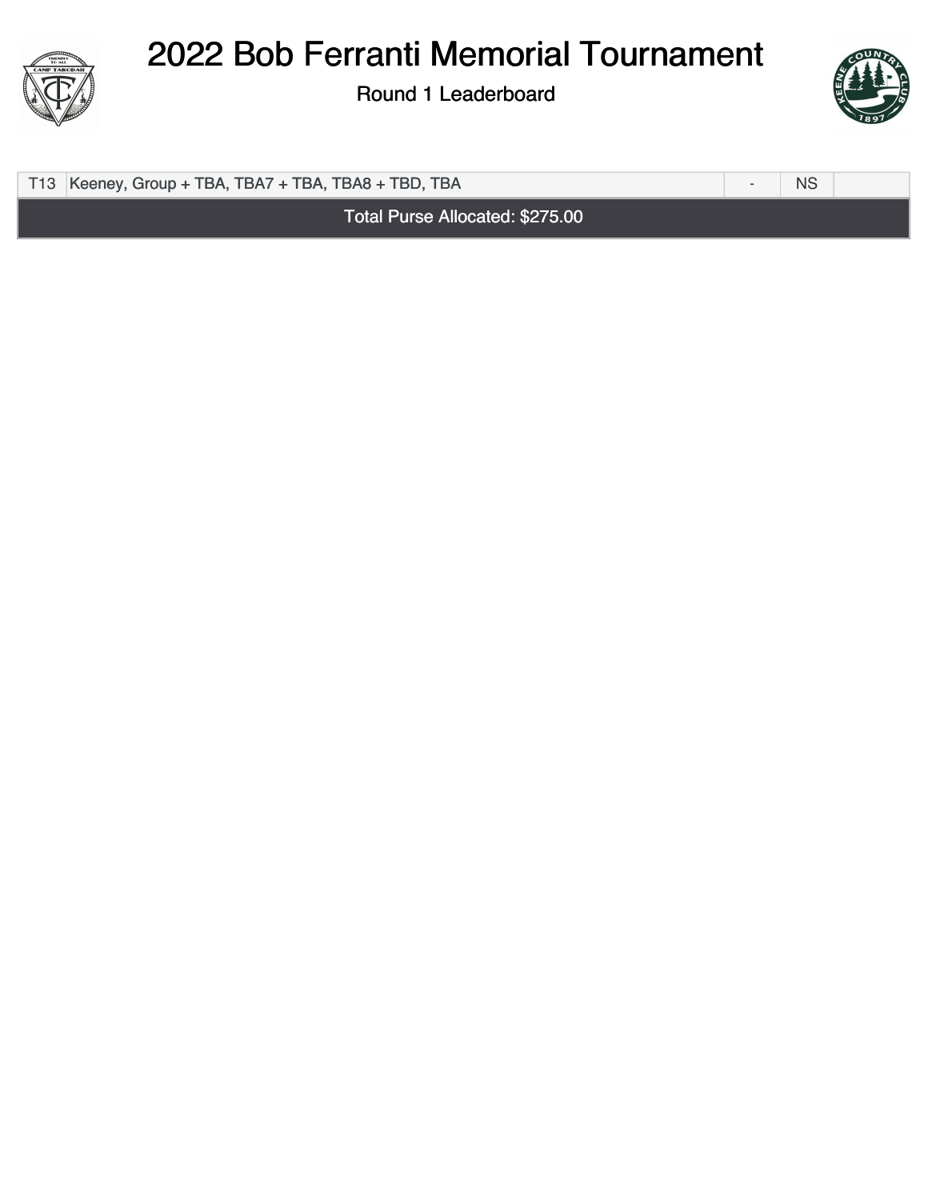# 2022 Bob Ferranti Memorial Tournament

Round 1 Leaderboard

| | | | | |
|---|---|---|---|---|
| T13 | Keeney, Group + TBA, TBA7 + TBA, TBA8 + TBD, TBA | - | NS | |
| Total Purse Allocated: $275.00 | | | | |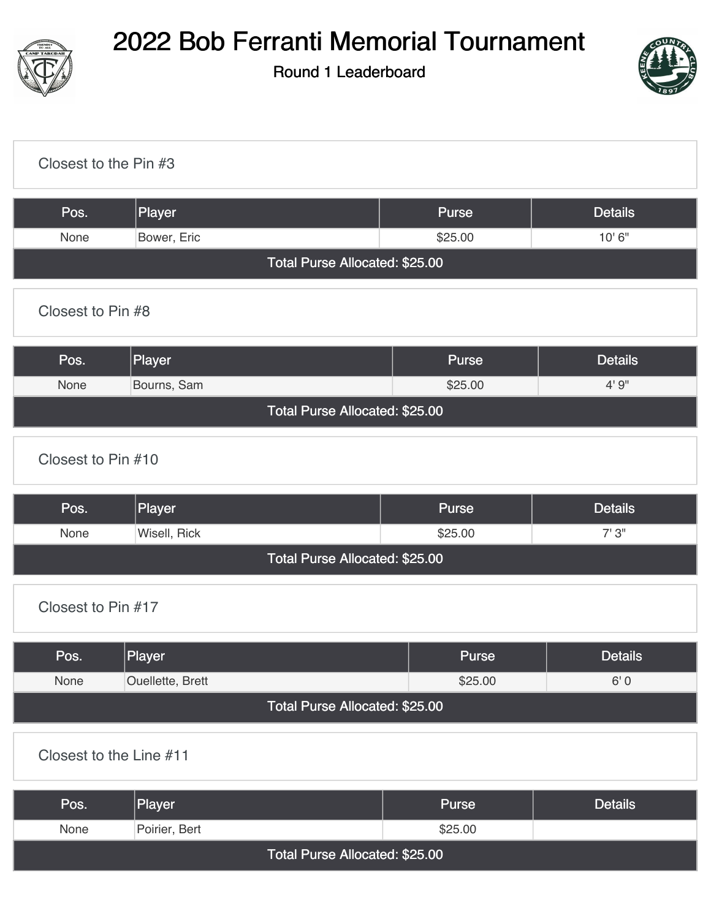# 2022 Bob Ferranti Memorial Tournament

Round 1 Leaderboard

## Closest to the Pin #3

| Pos. | Player | Purse | Details |
|---|---|---|---|
| None | Bower, Eric | $25.00 | 10' 6" |
| Total Purse Allocated: $25.00 | | | |

## Closest to Pin #8

| Pos. | Player | Purse | Details |
|---|---|---|---|
| None | Bourns, Sam | $25.00 | 4' 9" |
| Total Purse Allocated: $25.00 | | | |

## Closest to Pin #10

| Pos. | Player | Purse | Details |
|---|---|---|---|
| None | Wisell, Rick | $25.00 | 7' 3" |
| Total Purse Allocated: $25.00 | | | |

## Closest to Pin #17

| Pos. | Player | Purse | Details |
|---|---|---|---|
| None | Ouellette, Brett | $25.00 | 6' 0 |
| Total Purse Allocated: $25.00 | | | |

## Closest to the Line #11

| Pos. | Player | Purse | Details |
|---|---|---|---|
| None | Poirier, Bert | $25.00 | |
| Total Purse Allocated: $25.00 | | | |